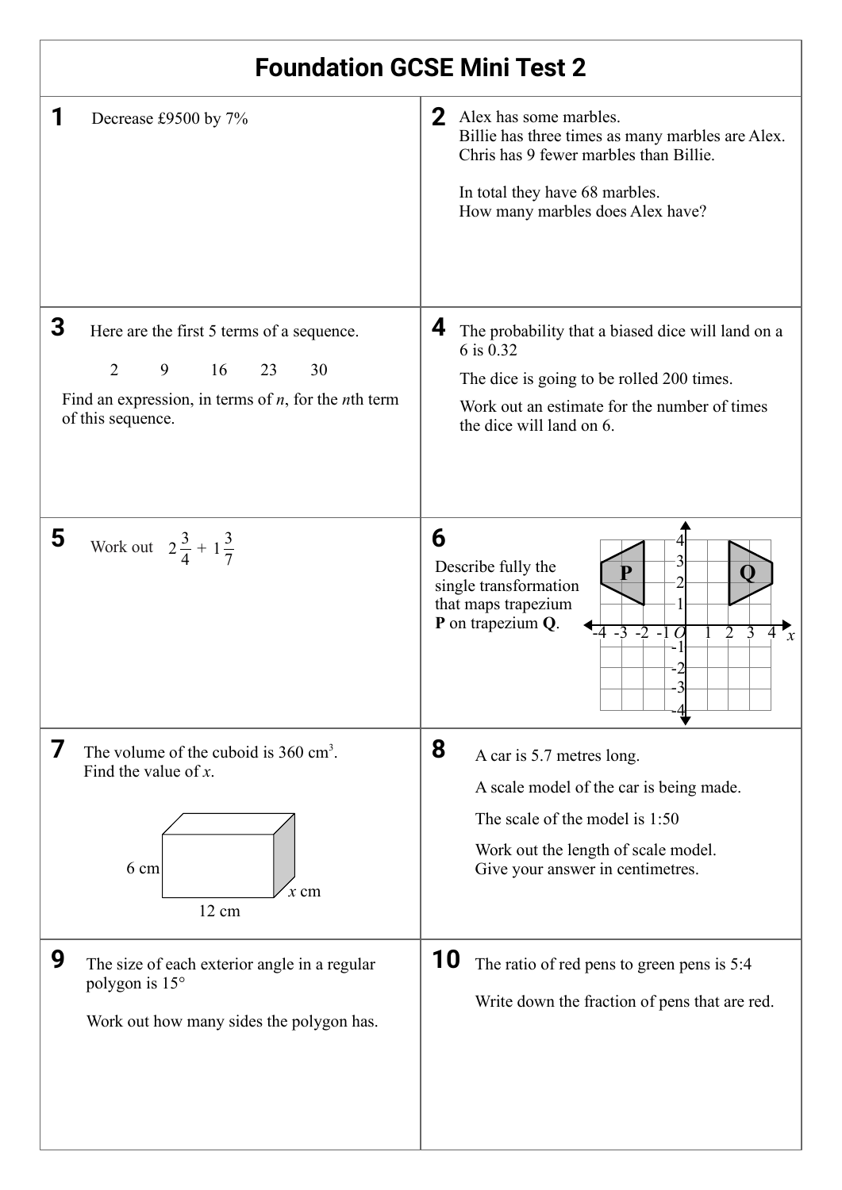# Foundation GCSE Mini Test 2

**1** Decrease £9500 by 7%

**2** Alex has some marbles.
Billie has three times as many marbles are Alex.
Chris has 9 fewer marbles than Billie.

In total they have 68 marbles.
How many marbles does Alex have?

**3** Here are the first 5 terms of a sequence.

2 9 16 23 30

Find an expression, in terms of $n$, for the $n$th term of this sequence.

**4** The probability that a biased dice will land on a 6 is 0.32

The dice is going to be rolled 200 times.

Work out an estimate for the number of times the dice will land on 6.

**5** Work out $2\frac{3}{4} + 1\frac{3}{7}$

**6** Describe fully the single transformation that maps trapezium **P** on trapezium **Q**.

**7** The volume of the cuboid is 360 cm$^3$.
Find the value of $x$.

6 cm, 12 cm, $x$ cm

**8** A car is 5.7 metres long.

A scale model of the car is being made.

The scale of the model is 1:50

Work out the length of scale model.
Give your answer in centimetres.

**9** The size of each exterior angle in a regular polygon is 15°

Work out how many sides the polygon has.

**10** The ratio of red pens to green pens is 5:4

Write down the fraction of pens that are red.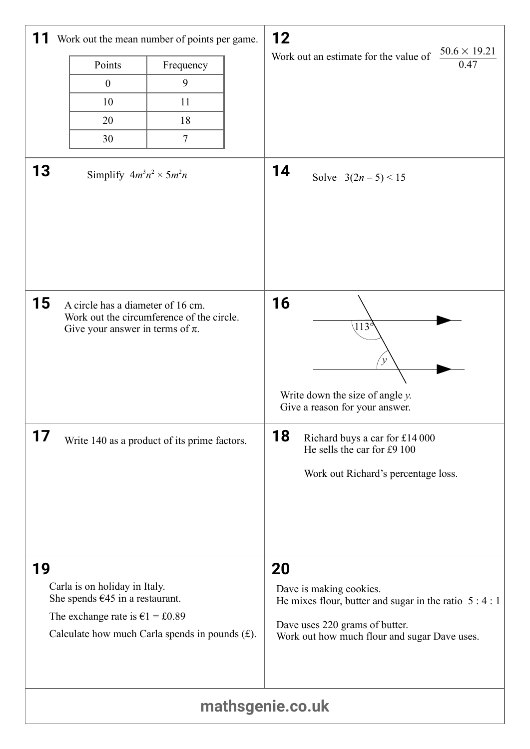**11** Work out the mean number of points per game.

| Points | Frequency |
| --- | --- |
| 0 | 9 |
| 10 | 11 |
| 20 | 18 |
| 30 | 7 |

**12**

Work out an estimate for the value of $\dfrac{50.6 \times 19.21}{0.47}$

**13** Simplify $4m^3n^2 \times 5m^2n$

**14** Solve $3(2n - 5) < 15$

**15** A circle has a diameter of 16 cm.
Work out the circumference of the circle.
Give your answer in terms of $\pi$.

**16**

113°

$y$

Write down the size of angle $y$.
Give a reason for your answer.

**17** Write 140 as a product of its prime factors.

**18** Richard buys a car for £14 000
He sells the car for £9 100

Work out Richard's percentage loss.

**19**

Carla is on holiday in Italy.
She spends €45 in a restaurant.

The exchange rate is €1 = £0.89

Calculate how much Carla spends in pounds (£).

**20**

Dave is making cookies.
He mixes flour, butter and sugar in the ratio 5 : 4 : 1

Dave uses 220 grams of butter.
Work out how much flour and sugar Dave uses.

mathsgenie.co.uk